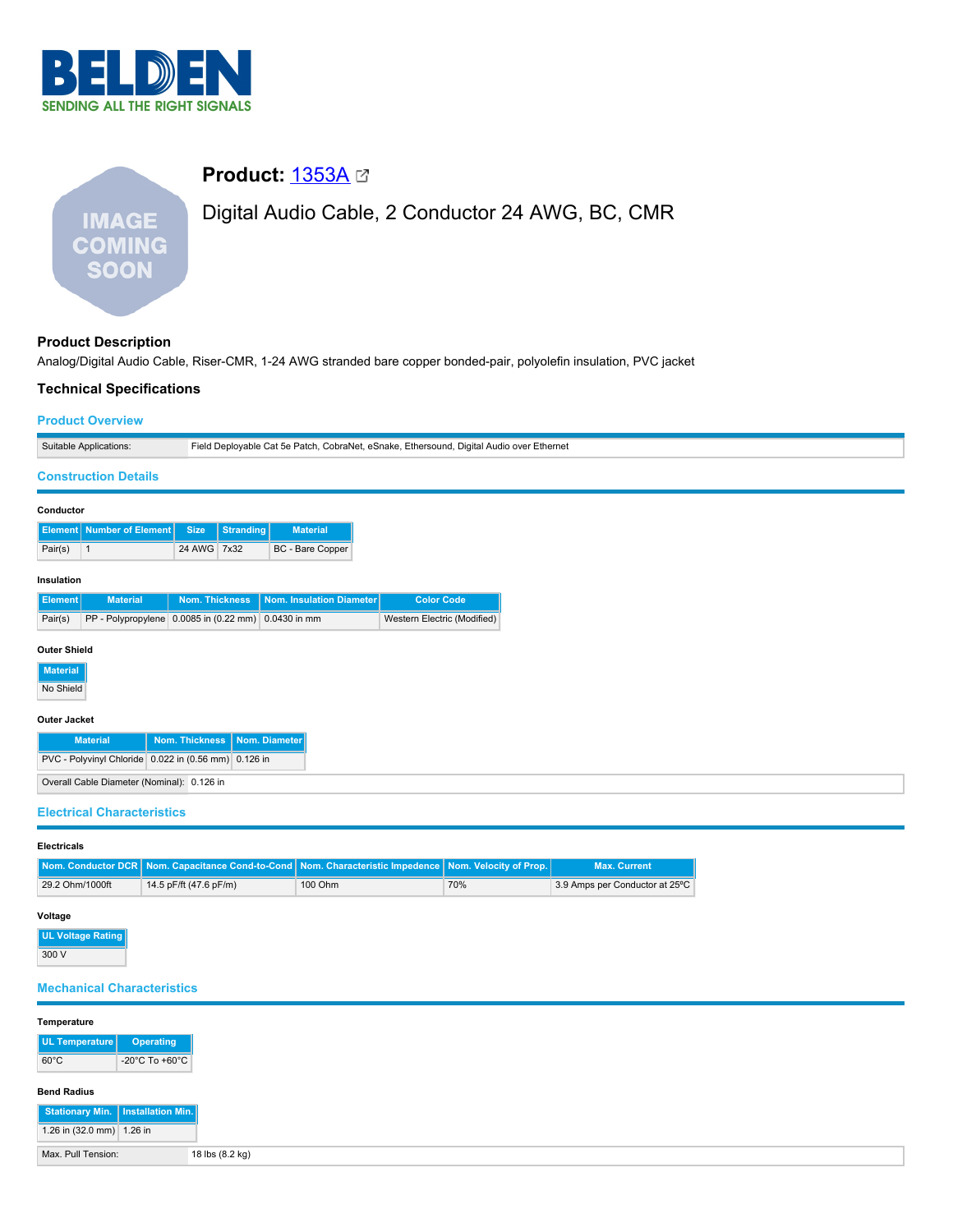# Product: 1353A

Digital Audio Cable, 2 Conductor 24 AWG, BC, CMR

## Product Description

Analog/Digital Audio Cable, Riser-CMR, 1-24 AWG stranded bare copper bonded-pair, polyolefin insulation, PVC jacket

## Technical Specifications

### Product Overview

| Suitable Applications: | Field Deployable Cat 5e Patch, CobraNet, eSnake, Ethersound, Digital Audio over Ethernet |
|---|---|

### Construction Details

#### Conductor

| Element | Number of Element | Size | Stranding | Material |
|---|---|---|---|---|
| Pair(s) | 1 | 24 AWG | 7x32 | BC - Bare Copper |

#### Insulation

| Element | Material | Nom. Thickness | Nom. Insulation Diameter | Color Code |
|---|---|---|---|---|
| Pair(s) | PP - Polypropylene | 0.0085 in (0.22 mm) | 0.0430 in mm | Western Electric (Modified) |

#### Outer Shield

| Material |
|---|
| No Shield |

#### Outer Jacket

| Material | Nom. Thickness | Nom. Diameter |
|---|---|---|
| PVC - Polyvinyl Chloride | 0.022 in (0.56 mm) | 0.126 in |

| Overall Cable Diameter (Nominal): | 0.126 in |
|---|---|

### Electrical Characteristics

#### Electricals

| Nom. Conductor DCR | Nom. Capacitance Cond-to-Cond | Nom. Characteristic Impedence | Nom. Velocity of Prop. | Max. Current |
|---|---|---|---|---|
| 29.2 Ohm/1000ft | 14.5 pF/ft (47.6 pF/m) | 100 Ohm | 70% | 3.9 Amps per Conductor at 25ºC |

#### Voltage

| UL Voltage Rating |
|---|
| 300 V |

### Mechanical Characteristics

#### Temperature

| UL Temperature | Operating |
|---|---|
| 60°C | -20°C To +60°C |

#### Bend Radius

| Stationary Min. | Installation Min. |
|---|---|
| 1.26 in (32.0 mm) | 1.26 in |

| Max. Pull Tension: | 18 lbs (8.2 kg) |
|---|---|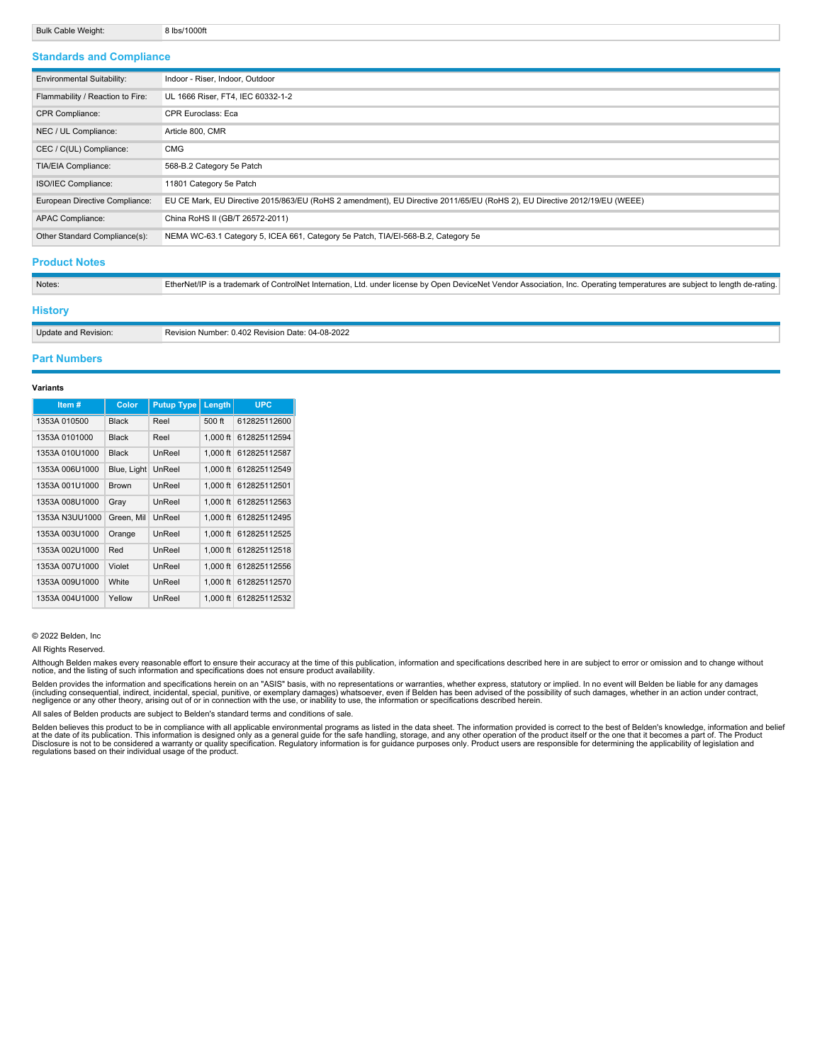| | |
|---|---|
| Bulk Cable Weight: | 8 lbs/1000ft |

## Standards and Compliance

| | |
|---|---|
| Environmental Suitability: | Indoor - Riser, Indoor, Outdoor |
| Flammability / Reaction to Fire: | UL 1666 Riser, FT4, IEC 60332-1-2 |
| CPR Compliance: | CPR Euroclass: Eca |
| NEC / UL Compliance: | Article 800, CMR |
| CEC / C(UL) Compliance: | CMG |
| TIA/EIA Compliance: | 568-B.2 Category 5e Patch |
| ISO/IEC Compliance: | 11801 Category 5e Patch |
| European Directive Compliance: | EU CE Mark, EU Directive 2015/863/EU (RoHS 2 amendment), EU Directive 2011/65/EU (RoHS 2), EU Directive 2012/19/EU (WEEE) |
| APAC Compliance: | China RoHS II (GB/T 26572-2011) |
| Other Standard Compliance(s): | NEMA WC-63.1 Category 5, ICEA 661, Category 5e Patch, TIA/EI-568-B.2, Category 5e |

## Product Notes

| | |
|---|---|
| Notes: | EtherNet/IP is a trademark of ControlNet Internation, Ltd. under license by Open DeviceNet Vendor Association, Inc. Operating temperatures are subject to length de-rating. |

## History

| | |
|---|---|
| Update and Revision: | Revision Number: 0.402 Revision Date: 04-08-2022 |

## Part Numbers

**Variants**

| Item # | Color | Putup Type | Length | UPC |
|---|---|---|---|---|
| 1353A 010500 | Black | Reel | 500 ft | 612825112600 |
| 1353A 0101000 | Black | Reel | 1,000 ft | 612825112594 |
| 1353A 010U1000 | Black | UnReel | 1,000 ft | 612825112587 |
| 1353A 006U1000 | Blue, Light | UnReel | 1,000 ft | 612825112549 |
| 1353A 001U1000 | Brown | UnReel | 1,000 ft | 612825112501 |
| 1353A 008U1000 | Gray | UnReel | 1,000 ft | 612825112563 |
| 1353A N3UU1000 | Green, Mil | UnReel | 1,000 ft | 612825112495 |
| 1353A 003U1000 | Orange | UnReel | 1,000 ft | 612825112525 |
| 1353A 002U1000 | Red | UnReel | 1,000 ft | 612825112518 |
| 1353A 007U1000 | Violet | UnReel | 1,000 ft | 612825112556 |
| 1353A 009U1000 | White | UnReel | 1,000 ft | 612825112570 |
| 1353A 004U1000 | Yellow | UnReel | 1,000 ft | 612825112532 |

© 2022 Belden, Inc

All Rights Reserved.

Although Belden makes every reasonable effort to ensure their accuracy at the time of this publication, information and specifications described here in are subject to error or omission and to change without notice, and the listing of such information and specifications does not ensure product availability.

Belden provides the information and specifications herein on an "ASIS" basis, with no representations or warranties, whether express, statutory or implied. In no event will Belden be liable for any damages (including consequential, indirect, incidental, special, punitive, or exemplary damages) whatsoever, even if Belden has been advised of the possibility of such damages, whether in an action under contract, negligence or any other theory, arising out of or in connection with the use, or inability to use, the information or specifications described herein.

All sales of Belden products are subject to Belden's standard terms and conditions of sale.

Belden believes this product to be in compliance with all applicable environmental programs as listed in the data sheet. The information provided is correct to the best of Belden's knowledge, information and belief at the date of its publication. This information is designed only as a general guide for the safe handling, storage, and any other operation of the product itself or the one that it becomes a part of. The Product Disclosure is not to be considered a warranty or quality specification. Regulatory information is for guidance purposes only. Product users are responsible for determining the applicability of legislation and regulations based on their individual usage of the product.